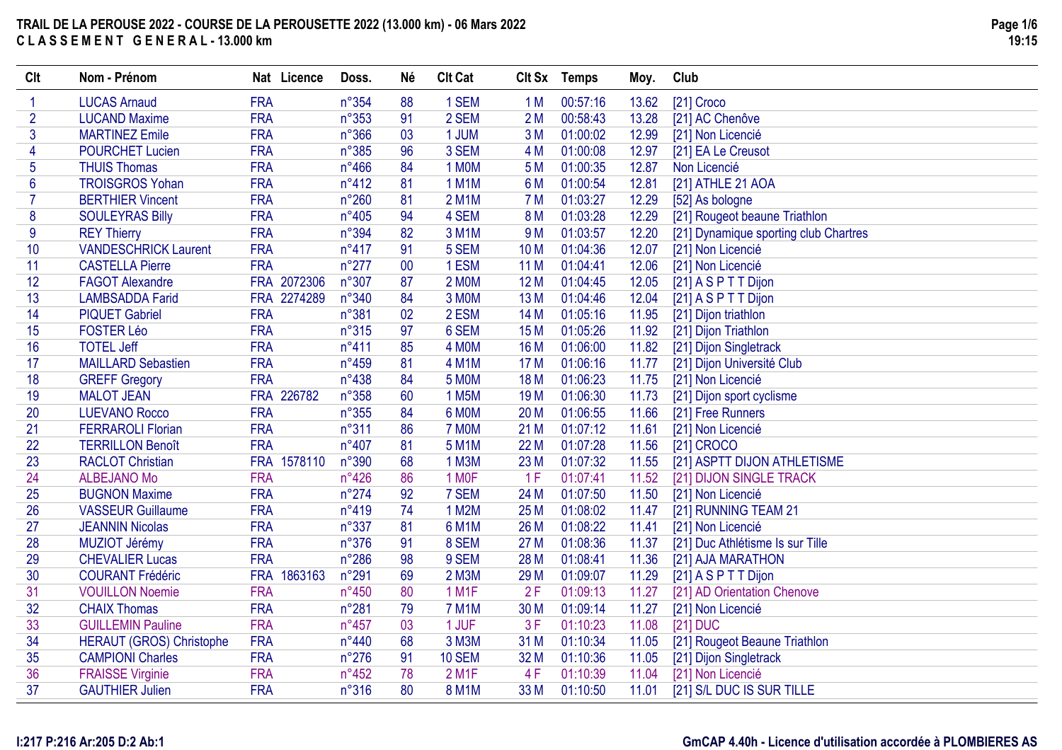# TRAIL DE LA PEROUSE 2022 - COURSE DE LA PEROUSETTE 2022 (13.000 km) - 06 Mars 2022

## C L A S S E M E N T G E N E R A L - 13.000 km

| Clt | Nom - Prénom | Nat | Licence | Doss. | Né | Clt Cat | Clt Sx | Temps | Moy. | Club |
|---|---|---|---|---|---|---|---|---|---|---|
| 1 | LUCAS Arnaud | FRA | | n°354 | 88 | 1 SEM | 1 M | 00:57:16 | 13.62 | [21] Croco |
| 2 | LUCAND Maxime | FRA | | n°353 | 91 | 2 SEM | 2 M | 00:58:43 | 13.28 | [21] AC Chenôve |
| 3 | MARTINEZ Emile | FRA | | n°366 | 03 | 1 JUM | 3 M | 01:00:02 | 12.99 | [21] Non Licencié |
| 4 | POURCHET Lucien | FRA | | n°385 | 96 | 3 SEM | 4 M | 01:00:08 | 12.97 | [21] EA Le Creusot |
| 5 | THUIS Thomas | FRA | | n°466 | 84 | 1 M0M | 5 M | 01:00:35 | 12.87 | Non Licencié |
| 6 | TROISGROS Yohan | FRA | | n°412 | 81 | 1 M1M | 6 M | 01:00:54 | 12.81 | [21] ATHLE 21 AOA |
| 7 | BERTHIER Vincent | FRA | | n°260 | 81 | 2 M1M | 7 M | 01:03:27 | 12.29 | [52] As bologne |
| 8 | SOULEYRAS Billy | FRA | | n°405 | 94 | 4 SEM | 8 M | 01:03:28 | 12.29 | [21] Rougeot beaune Triathlon |
| 9 | REY Thierry | FRA | | n°394 | 82 | 3 M1M | 9 M | 01:03:57 | 12.20 | [21] Dynamique sporting club Chartres |
| 10 | VANDESCHRICK Laurent | FRA | | n°417 | 91 | 5 SEM | 10 M | 01:04:36 | 12.07 | [21] Non Licencié |
| 11 | CASTELLA Pierre | FRA | | n°277 | 00 | 1 ESM | 11 M | 01:04:41 | 12.06 | [21] Non Licencié |
| 12 | FAGOT Alexandre | FRA | 2072306 | n°307 | 87 | 2 M0M | 12 M | 01:04:45 | 12.05 | [21] A S P T T Dijon |
| 13 | LAMBSADDA Farid | FRA | 2274289 | n°340 | 84 | 3 M0M | 13 M | 01:04:46 | 12.04 | [21] A S P T T Dijon |
| 14 | PIQUET Gabriel | FRA | | n°381 | 02 | 2 ESM | 14 M | 01:05:16 | 11.95 | [21] Dijon triathlon |
| 15 | FOSTER Léo | FRA | | n°315 | 97 | 6 SEM | 15 M | 01:05:26 | 11.92 | [21] Dijon Triathlon |
| 16 | TOTEL Jeff | FRA | | n°411 | 85 | 4 M0M | 16 M | 01:06:00 | 11.82 | [21] Dijon Singletrack |
| 17 | MAILLARD Sebastien | FRA | | n°459 | 81 | 4 M1M | 17 M | 01:06:16 | 11.77 | [21] Dijon Université Club |
| 18 | GREFF Gregory | FRA | | n°438 | 84 | 5 M0M | 18 M | 01:06:23 | 11.75 | [21] Non Licencié |
| 19 | MALOT JEAN | FRA | 226782 | n°358 | 60 | 1 M5M | 19 M | 01:06:30 | 11.73 | [21] Dijon sport cyclisme |
| 20 | LUEVANO Rocco | FRA | | n°355 | 84 | 6 M0M | 20 M | 01:06:55 | 11.66 | [21] Free Runners |
| 21 | FERRAROLI Florian | FRA | | n°311 | 86 | 7 M0M | 21 M | 01:07:12 | 11.61 | [21] Non Licencié |
| 22 | TERRILLON Benoît | FRA | | n°407 | 81 | 5 M1M | 22 M | 01:07:28 | 11.56 | [21] CROCO |
| 23 | RACLOT Christian | FRA | 1578110 | n°390 | 68 | 1 M3M | 23 M | 01:07:32 | 11.55 | [21] ASPTT DIJON ATHLETISME |
| 24 | ALBEJANO Mo | FRA | | n°426 | 86 | 1 M0F | 1 F | 01:07:41 | 11.52 | [21] DIJON SINGLE TRACK |
| 25 | BUGNON Maxime | FRA | | n°274 | 92 | 7 SEM | 24 M | 01:07:50 | 11.50 | [21] Non Licencié |
| 26 | VASSEUR Guillaume | FRA | | n°419 | 74 | 1 M2M | 25 M | 01:08:02 | 11.47 | [21] RUNNING TEAM 21 |
| 27 | JEANNIN Nicolas | FRA | | n°337 | 81 | 6 M1M | 26 M | 01:08:22 | 11.41 | [21] Non Licencié |
| 28 | MUZIOT Jérémy | FRA | | n°376 | 91 | 8 SEM | 27 M | 01:08:36 | 11.37 | [21] Duc Athlétisme Is sur Tille |
| 29 | CHEVALIER Lucas | FRA | | n°286 | 98 | 9 SEM | 28 M | 01:08:41 | 11.36 | [21] AJA MARATHON |
| 30 | COURANT Frédéric | FRA | 1863163 | n°291 | 69 | 2 M3M | 29 M | 01:09:07 | 11.29 | [21] A S P T T Dijon |
| 31 | VOUILLON Noemie | FRA | | n°450 | 80 | 1 M1F | 2 F | 01:09:13 | 11.27 | [21] AD Orientation Chenove |
| 32 | CHAIX Thomas | FRA | | n°281 | 79 | 7 M1M | 30 M | 01:09:14 | 11.27 | [21] Non Licencié |
| 33 | GUILLEMIN Pauline | FRA | | n°457 | 03 | 1 JUF | 3 F | 01:10:23 | 11.08 | [21] DUC |
| 34 | HERAUT (GROS) Christophe | FRA | | n°440 | 68 | 3 M3M | 31 M | 01:10:34 | 11.05 | [21] Rougeot Beaune Triathlon |
| 35 | CAMPIONI Charles | FRA | | n°276 | 91 | 10 SEM | 32 M | 01:10:36 | 11.05 | [21] Dijon Singletrack |
| 36 | FRAISSE Virginie | FRA | | n°452 | 78 | 2 M1F | 4 F | 01:10:39 | 11.04 | [21] Non Licencié |
| 37 | GAUTHIER Julien | FRA | | n°316 | 80 | 8 M1M | 33 M | 01:10:50 | 11.01 | [21] S/L DUC IS SUR TILLE |

I:217 P:216 Ar:205 D:2 Ab:1

GmCAP 4.40h - Licence d'utilisation accordée à PLOMBIERES AS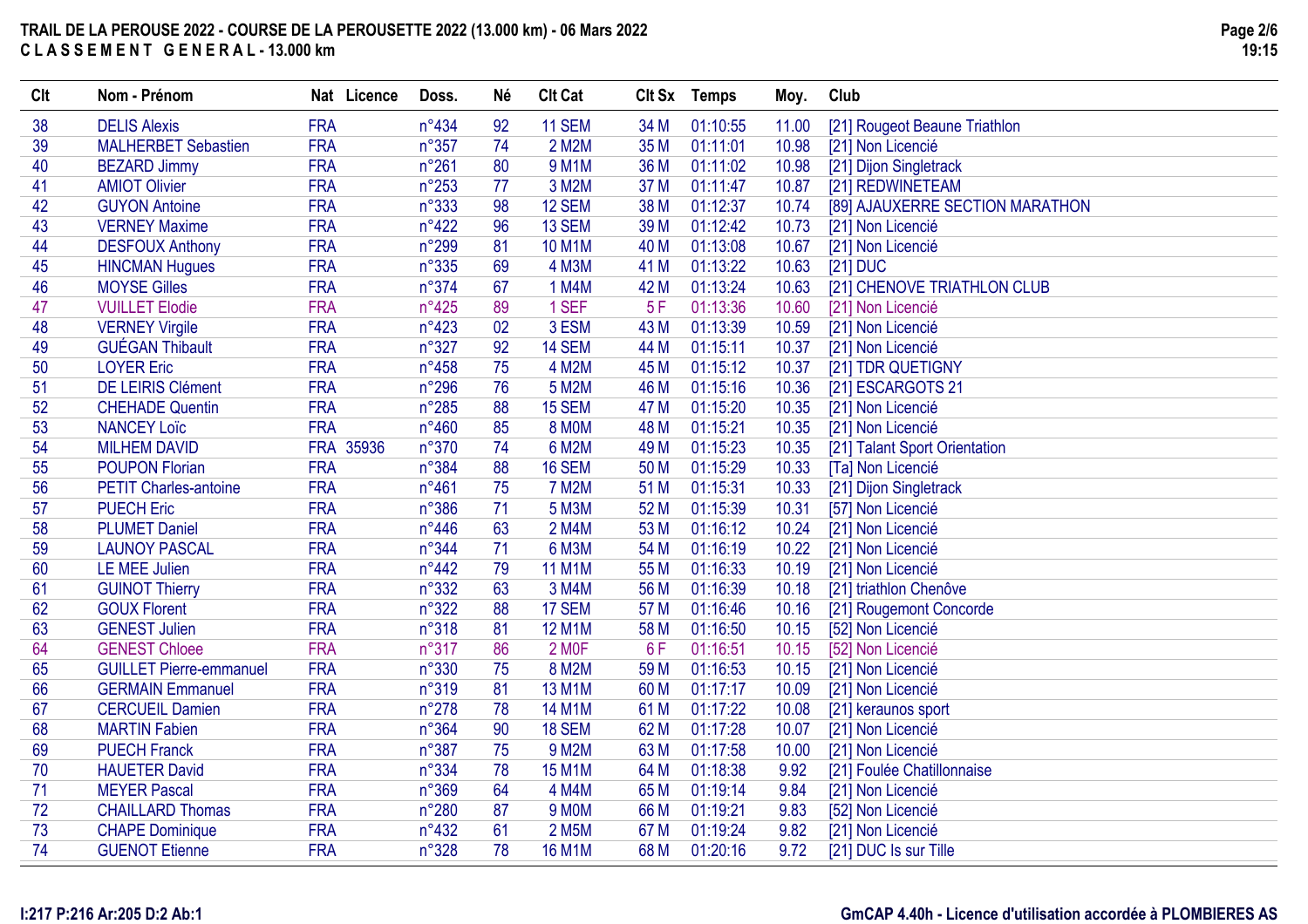**TRAIL DE LA PEROUSE 2022 - COURSE DE LA PEROUSETTE 2022 (13.000 km) - 06 Mars 2022**
**C L A S S E M E N T   G E N E R A L - 13.000 km**

| Clt | Nom - Prénom | Nat | Licence | Doss. | Né | Clt Cat | Clt Sx | Temps | Moy. | Club |
|---|---|---|---|---|---|---|---|---|---|---|
| 38 | DELIS Alexis | FRA | | n°434 | 92 | 11 SEM | 34 M | 01:10:55 | 11.00 | [21] Rougeot Beaune Triathlon |
| 39 | MALHERBET Sebastien | FRA | | n°357 | 74 | 2 M2M | 35 M | 01:11:01 | 10.98 | [21] Non Licencié |
| 40 | BEZARD Jimmy | FRA | | n°261 | 80 | 9 M1M | 36 M | 01:11:02 | 10.98 | [21] Dijon Singletrack |
| 41 | AMIOT Olivier | FRA | | n°253 | 77 | 3 M2M | 37 M | 01:11:47 | 10.87 | [21] REDWINETEAM |
| 42 | GUYON Antoine | FRA | | n°333 | 98 | 12 SEM | 38 M | 01:12:37 | 10.74 | [89] AJAUXERRE SECTION MARATHON |
| 43 | VERNEY Maxime | FRA | | n°422 | 96 | 13 SEM | 39 M | 01:12:42 | 10.73 | [21] Non Licencié |
| 44 | DESFOUX Anthony | FRA | | n°299 | 81 | 10 M1M | 40 M | 01:13:08 | 10.67 | [21] Non Licencié |
| 45 | HINCMAN Hugues | FRA | | n°335 | 69 | 4 M3M | 41 M | 01:13:22 | 10.63 | [21] DUC |
| 46 | MOYSE Gilles | FRA | | n°374 | 67 | 1 M4M | 42 M | 01:13:24 | 10.63 | [21] CHENOVE TRIATHLON CLUB |
| 47 | VUILLET Elodie | FRA | | n°425 | 89 | 1 SEF | 5 F | 01:13:36 | 10.60 | [21] Non Licencié |
| 48 | VERNEY Virgile | FRA | | n°423 | 02 | 3 ESM | 43 M | 01:13:39 | 10.59 | [21] Non Licencié |
| 49 | GUÉGAN Thibault | FRA | | n°327 | 92 | 14 SEM | 44 M | 01:15:11 | 10.37 | [21] Non Licencié |
| 50 | LOYER Eric | FRA | | n°458 | 75 | 4 M2M | 45 M | 01:15:12 | 10.37 | [21] TDR QUETIGNY |
| 51 | DE LEIRIS Clément | FRA | | n°296 | 76 | 5 M2M | 46 M | 01:15:16 | 10.36 | [21] ESCARGOTS 21 |
| 52 | CHEHADE Quentin | FRA | | n°285 | 88 | 15 SEM | 47 M | 01:15:20 | 10.35 | [21] Non Licencié |
| 53 | NANCEY Loïc | FRA | | n°460 | 85 | 8 M0M | 48 M | 01:15:21 | 10.35 | [21] Non Licencié |
| 54 | MILHEM DAVID | FRA | 35936 | n°370 | 74 | 6 M2M | 49 M | 01:15:23 | 10.35 | [21] Talant Sport Orientation |
| 55 | POUPON Florian | FRA | | n°384 | 88 | 16 SEM | 50 M | 01:15:29 | 10.33 | [Ta] Non Licencié |
| 56 | PETIT Charles-antoine | FRA | | n°461 | 75 | 7 M2M | 51 M | 01:15:31 | 10.33 | [21] Dijon Singletrack |
| 57 | PUECH Eric | FRA | | n°386 | 71 | 5 M3M | 52 M | 01:15:39 | 10.31 | [57] Non Licencié |
| 58 | PLUMET Daniel | FRA | | n°446 | 63 | 2 M4M | 53 M | 01:16:12 | 10.24 | [21] Non Licencié |
| 59 | LAUNOY PASCAL | FRA | | n°344 | 71 | 6 M3M | 54 M | 01:16:19 | 10.22 | [21] Non Licencié |
| 60 | LE MEE Julien | FRA | | n°442 | 79 | 11 M1M | 55 M | 01:16:33 | 10.19 | [21] Non Licencié |
| 61 | GUINOT Thierry | FRA | | n°332 | 63 | 3 M4M | 56 M | 01:16:39 | 10.18 | [21] triathlon Chenôve |
| 62 | GOUX Florent | FRA | | n°322 | 88 | 17 SEM | 57 M | 01:16:46 | 10.16 | [21] Rougemont Concorde |
| 63 | GENEST Julien | FRA | | n°318 | 81 | 12 M1M | 58 M | 01:16:50 | 10.15 | [52] Non Licencié |
| 64 | GENEST Chloee | FRA | | n°317 | 86 | 2 M0F | 6 F | 01:16:51 | 10.15 | [52] Non Licencié |
| 65 | GUILLET Pierre-emmanuel | FRA | | n°330 | 75 | 8 M2M | 59 M | 01:16:53 | 10.15 | [21] Non Licencié |
| 66 | GERMAIN Emmanuel | FRA | | n°319 | 81 | 13 M1M | 60 M | 01:17:17 | 10.09 | [21] Non Licencié |
| 67 | CERCUEIL Damien | FRA | | n°278 | 78 | 14 M1M | 61 M | 01:17:22 | 10.08 | [21] keraunos sport |
| 68 | MARTIN Fabien | FRA | | n°364 | 90 | 18 SEM | 62 M | 01:17:28 | 10.07 | [21] Non Licencié |
| 69 | PUECH Franck | FRA | | n°387 | 75 | 9 M2M | 63 M | 01:17:58 | 10.00 | [21] Non Licencié |
| 70 | HAUETER David | FRA | | n°334 | 78 | 15 M1M | 64 M | 01:18:38 | 9.92 | [21] Foulée Chatillonnaise |
| 71 | MEYER Pascal | FRA | | n°369 | 64 | 4 M4M | 65 M | 01:19:14 | 9.84 | [21] Non Licencié |
| 72 | CHAILLARD Thomas | FRA | | n°280 | 87 | 9 M0M | 66 M | 01:19:21 | 9.83 | [52] Non Licencié |
| 73 | CHAPE Dominique | FRA | | n°432 | 61 | 2 M5M | 67 M | 01:19:24 | 9.82 | [21] Non Licencié |
| 74 | GUENOT Etienne | FRA | | n°328 | 78 | 16 M1M | 68 M | 01:20:16 | 9.72 | [21] DUC Is sur Tille |

I:217 P:216 Ar:205 D:2 Ab:1

GmCAP 4.40h - Licence d'utilisation accordée à PLOMBIERES AS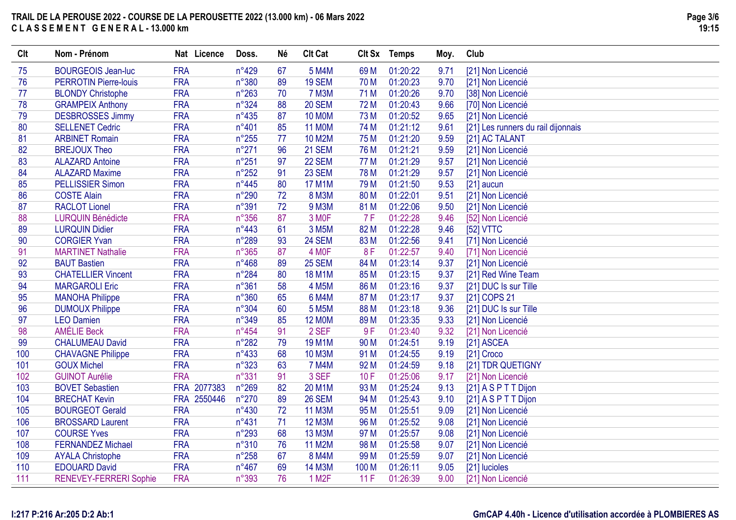**TRAIL DE LA PEROUSE 2022 - COURSE DE LA PEROUSETTE 2022 (13.000 km) - 06 Mars 2022**
**C L A S S E M E N T G E N E R A L - 13.000 km**

| Clt | Nom - Prénom | Nat | Licence | Doss. | Né | Clt Cat | Clt Sx | Temps | Moy. | Club |
|---|---|---|---|---|---|---|---|---|---|---|
| 75 | BOURGEOIS Jean-luc | FRA | | n°429 | 67 | 5 M4M | 69 M | 01:20:22 | 9.71 | [21] Non Licencié |
| 76 | PERROTIN Pierre-louis | FRA | | n°380 | 89 | 19 SEM | 70 M | 01:20:23 | 9.70 | [21] Non Licencié |
| 77 | BLONDY Christophe | FRA | | n°263 | 70 | 7 M3M | 71 M | 01:20:26 | 9.70 | [38] Non Licencié |
| 78 | GRAMPEIX Anthony | FRA | | n°324 | 88 | 20 SEM | 72 M | 01:20:43 | 9.66 | [70] Non Licencié |
| 79 | DESBROSSES Jimmy | FRA | | n°435 | 87 | 10 M0M | 73 M | 01:20:52 | 9.65 | [21] Non Licencié |
| 80 | SELLENET Cedric | FRA | | n°401 | 85 | 11 M0M | 74 M | 01:21:12 | 9.61 | [21] Les runners du rail dijonnais |
| 81 | ARBINET Romain | FRA | | n°255 | 77 | 10 M2M | 75 M | 01:21:20 | 9.59 | [21] AC TALANT |
| 82 | BREJOUX Theo | FRA | | n°271 | 96 | 21 SEM | 76 M | 01:21:21 | 9.59 | [21] Non Licencié |
| 83 | ALAZARD Antoine | FRA | | n°251 | 97 | 22 SEM | 77 M | 01:21:29 | 9.57 | [21] Non Licencié |
| 84 | ALAZARD Maxime | FRA | | n°252 | 91 | 23 SEM | 78 M | 01:21:29 | 9.57 | [21] Non Licencié |
| 85 | PELLISSIER Simon | FRA | | n°445 | 80 | 17 M1M | 79 M | 01:21:50 | 9.53 | [21] aucun |
| 86 | COSTE Alain | FRA | | n°290 | 72 | 8 M3M | 80 M | 01:22:01 | 9.51 | [21] Non Licencié |
| 87 | RACLOT Lionel | FRA | | n°391 | 72 | 9 M3M | 81 M | 01:22:06 | 9.50 | [21] Non Licencié |
| 88 | LURQUIN Bénédicte | FRA | | n°356 | 87 | 3 M0F | 7 F | 01:22:28 | 9.46 | [52] Non Licencié |
| 89 | LURQUIN Didier | FRA | | n°443 | 61 | 3 M5M | 82 M | 01:22:28 | 9.46 | [52] VTTC |
| 90 | CORGIER Yvan | FRA | | n°289 | 93 | 24 SEM | 83 M | 01:22:56 | 9.41 | [71] Non Licencié |
| 91 | MARTINET Nathalie | FRA | | n°365 | 87 | 4 M0F | 8 F | 01:22:57 | 9.40 | [71] Non Licencié |
| 92 | BAUT Bastien | FRA | | n°468 | 89 | 25 SEM | 84 M | 01:23:14 | 9.37 | [21] Non Licencié |
| 93 | CHATELLIER Vincent | FRA | | n°284 | 80 | 18 M1M | 85 M | 01:23:15 | 9.37 | [21] Red Wine Team |
| 94 | MARGAROLI Eric | FRA | | n°361 | 58 | 4 M5M | 86 M | 01:23:16 | 9.37 | [21] DUC Is sur Tille |
| 95 | MANOHA Philippe | FRA | | n°360 | 65 | 6 M4M | 87 M | 01:23:17 | 9.37 | [21] COPS 21 |
| 96 | DUMOUX Philippe | FRA | | n°304 | 60 | 5 M5M | 88 M | 01:23:18 | 9.36 | [21] DUC Is sur Tille |
| 97 | LEO Damien | FRA | | n°349 | 85 | 12 M0M | 89 M | 01:23:35 | 9.33 | [21] Non Licencié |
| 98 | AMÉLIE Beck | FRA | | n°454 | 91 | 2 SEF | 9 F | 01:23:40 | 9.32 | [21] Non Licencié |
| 99 | CHALUMEAU David | FRA | | n°282 | 79 | 19 M1M | 90 M | 01:24:51 | 9.19 | [21] ASCEA |
| 100 | CHAVAGNE Philippe | FRA | | n°433 | 68 | 10 M3M | 91 M | 01:24:55 | 9.19 | [21] Croco |
| 101 | GOUX Michel | FRA | | n°323 | 63 | 7 M4M | 92 M | 01:24:59 | 9.18 | [21] TDR QUETIGNY |
| 102 | GUINOT Aurélie | FRA | | n°331 | 91 | 3 SEF | 10 F | 01:25:06 | 9.17 | [21] Non Licencié |
| 103 | BOVET Sebastien | FRA | 2077383 | n°269 | 82 | 20 M1M | 93 M | 01:25:24 | 9.13 | [21] A S P T T Dijon |
| 104 | BRECHAT Kevin | FRA | 2550446 | n°270 | 89 | 26 SEM | 94 M | 01:25:43 | 9.10 | [21] A S P T T Dijon |
| 105 | BOURGEOT Gerald | FRA | | n°430 | 72 | 11 M3M | 95 M | 01:25:51 | 9.09 | [21] Non Licencié |
| 106 | BROSSARD Laurent | FRA | | n°431 | 71 | 12 M3M | 96 M | 01:25:52 | 9.08 | [21] Non Licencié |
| 107 | COURSE Yves | FRA | | n°293 | 68 | 13 M3M | 97 M | 01:25:57 | 9.08 | [21] Non Licencié |
| 108 | FERNANDEZ Michael | FRA | | n°310 | 76 | 11 M2M | 98 M | 01:25:58 | 9.07 | [21] Non Licencié |
| 109 | AYALA Christophe | FRA | | n°258 | 67 | 8 M4M | 99 M | 01:25:59 | 9.07 | [21] Non Licencié |
| 110 | EDOUARD David | FRA | | n°467 | 69 | 14 M3M | 100 M | 01:26:11 | 9.05 | [21] lucioles |
| 111 | RENEVEY-FERRERI Sophie | FRA | | n°393 | 76 | 1 M2F | 11 F | 01:26:39 | 9.00 | [21] Non Licencié |

I:217 P:216 Ar:205 D:2 Ab:1

GmCAP 4.40h - Licence d'utilisation accordée à PLOMBIERES AS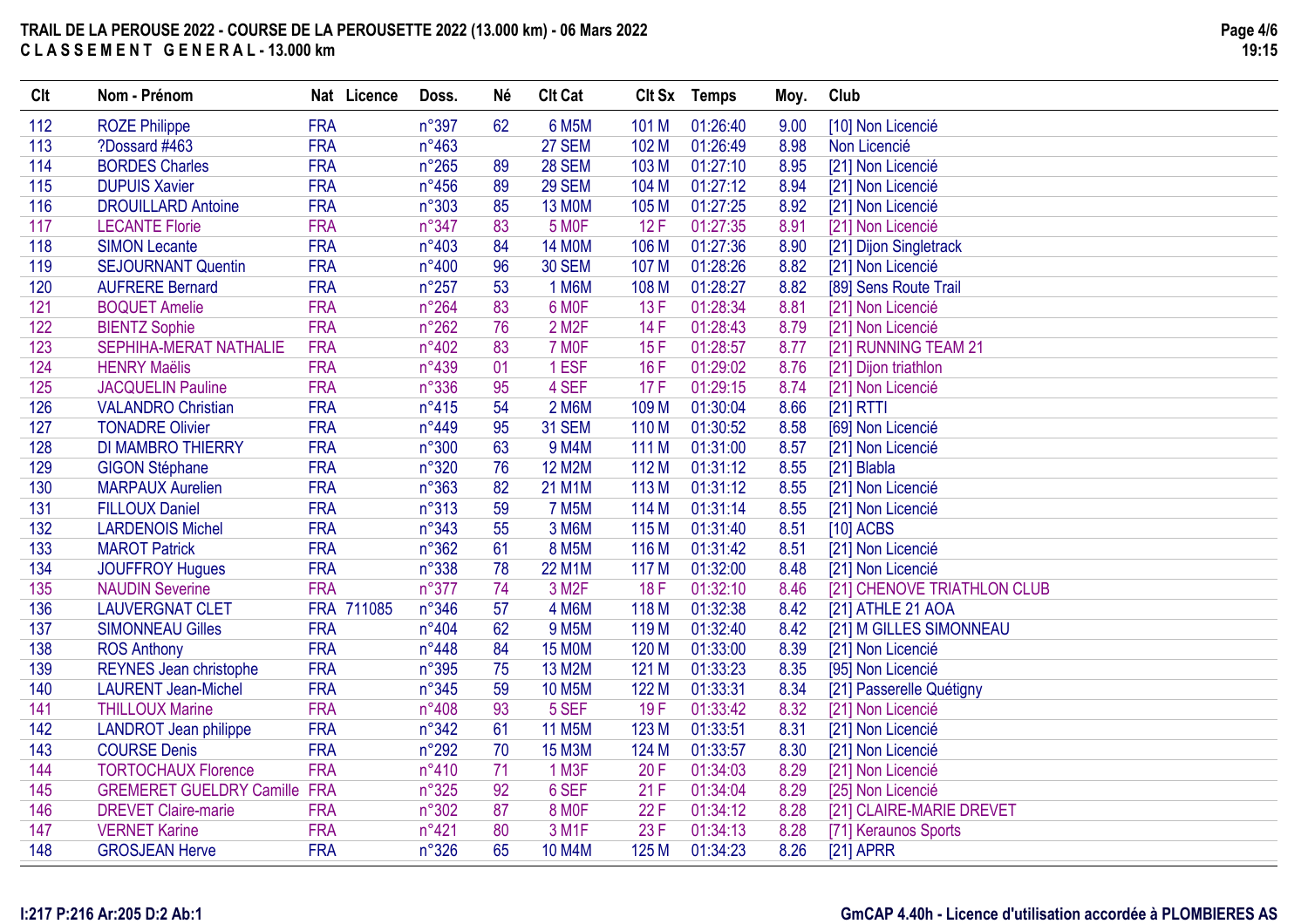# TRAIL DE LA PEROUSE 2022 - COURSE DE LA PEROUSETTE 2022 (13.000 km) - 06 Mars 2022

## C L A S S E M E N T G E N E R A L - 13.000 km

| Clt | Nom - Prénom | Nat | Licence | Doss. | Né | Clt Cat | Clt Sx | Temps | Moy. | Club |
|---|---|---|---|---|---|---|---|---|---|---|
| 112 | ROZE Philippe | FRA | | n°397 | 62 | 6 M5M | 101 M | 01:26:40 | 9.00 | [10] Non Licencié |
| 113 | ?Dossard #463 | FRA | | n°463 | | 27 SEM | 102 M | 01:26:49 | 8.98 | Non Licencié |
| 114 | BORDES Charles | FRA | | n°265 | 89 | 28 SEM | 103 M | 01:27:10 | 8.95 | [21] Non Licencié |
| 115 | DUPUIS Xavier | FRA | | n°456 | 89 | 29 SEM | 104 M | 01:27:12 | 8.94 | [21] Non Licencié |
| 116 | DROUILLARD Antoine | FRA | | n°303 | 85 | 13 M0M | 105 M | 01:27:25 | 8.92 | [21] Non Licencié |
| 117 | LECANTE Florie | FRA | | n°347 | 83 | 5 M0F | 12 F | 01:27:35 | 8.91 | [21] Non Licencié |
| 118 | SIMON Lecante | FRA | | n°403 | 84 | 14 M0M | 106 M | 01:27:36 | 8.90 | [21] Dijon Singletrack |
| 119 | SEJOURNANT Quentin | FRA | | n°400 | 96 | 30 SEM | 107 M | 01:28:26 | 8.82 | [21] Non Licencié |
| 120 | AUFRERE Bernard | FRA | | n°257 | 53 | 1 M6M | 108 M | 01:28:27 | 8.82 | [89] Sens Route Trail |
| 121 | BOQUET Amelie | FRA | | n°264 | 83 | 6 M0F | 13 F | 01:28:34 | 8.81 | [21] Non Licencié |
| 122 | BIENTZ Sophie | FRA | | n°262 | 76 | 2 M2F | 14 F | 01:28:43 | 8.79 | [21] Non Licencié |
| 123 | SEPHIHA-MERAT NATHALIE | FRA | | n°402 | 83 | 7 M0F | 15 F | 01:28:57 | 8.77 | [21] RUNNING TEAM 21 |
| 124 | HENRY Maëlis | FRA | | n°439 | 01 | 1 ESF | 16 F | 01:29:02 | 8.76 | [21] Dijon triathlon |
| 125 | JACQUELIN Pauline | FRA | | n°336 | 95 | 4 SEF | 17 F | 01:29:15 | 8.74 | [21] Non Licencié |
| 126 | VALANDRO Christian | FRA | | n°415 | 54 | 2 M6M | 109 M | 01:30:04 | 8.66 | [21] RTTI |
| 127 | TONADRE Olivier | FRA | | n°449 | 95 | 31 SEM | 110 M | 01:30:52 | 8.58 | [69] Non Licencié |
| 128 | DI MAMBRO THIERRY | FRA | | n°300 | 63 | 9 M4M | 111 M | 01:31:00 | 8.57 | [21] Non Licencié |
| 129 | GIGON Stéphane | FRA | | n°320 | 76 | 12 M2M | 112 M | 01:31:12 | 8.55 | [21] Blabla |
| 130 | MARPAUX Aurelien | FRA | | n°363 | 82 | 21 M1M | 113 M | 01:31:12 | 8.55 | [21] Non Licencié |
| 131 | FILLOUX Daniel | FRA | | n°313 | 59 | 7 M5M | 114 M | 01:31:14 | 8.55 | [21] Non Licencié |
| 132 | LARDENOIS Michel | FRA | | n°343 | 55 | 3 M6M | 115 M | 01:31:40 | 8.51 | [10] ACBS |
| 133 | MAROT Patrick | FRA | | n°362 | 61 | 8 M5M | 116 M | 01:31:42 | 8.51 | [21] Non Licencié |
| 134 | JOUFFROY Hugues | FRA | | n°338 | 78 | 22 M1M | 117 M | 01:32:00 | 8.48 | [21] Non Licencié |
| 135 | NAUDIN Severine | FRA | | n°377 | 74 | 3 M2F | 18 F | 01:32:10 | 8.46 | [21] CHENOVE TRIATHLON CLUB |
| 136 | LAUVERGNAT CLET | FRA | 711085 | n°346 | 57 | 4 M6M | 118 M | 01:32:38 | 8.42 | [21] ATHLE 21 AOA |
| 137 | SIMONNEAU Gilles | FRA | | n°404 | 62 | 9 M5M | 119 M | 01:32:40 | 8.42 | [21] M GILLES SIMONNEAU |
| 138 | ROS Anthony | FRA | | n°448 | 84 | 15 M0M | 120 M | 01:33:00 | 8.39 | [21] Non Licencié |
| 139 | REYNES Jean christophe | FRA | | n°395 | 75 | 13 M2M | 121 M | 01:33:23 | 8.35 | [95] Non Licencié |
| 140 | LAURENT Jean-Michel | FRA | | n°345 | 59 | 10 M5M | 122 M | 01:33:31 | 8.34 | [21] Passerelle Quétigny |
| 141 | THILLOUX Marine | FRA | | n°408 | 93 | 5 SEF | 19 F | 01:33:42 | 8.32 | [21] Non Licencié |
| 142 | LANDROT Jean philippe | FRA | | n°342 | 61 | 11 M5M | 123 M | 01:33:51 | 8.31 | [21] Non Licencié |
| 143 | COURSE Denis | FRA | | n°292 | 70 | 15 M3M | 124 M | 01:33:57 | 8.30 | [21] Non Licencié |
| 144 | TORTOCHAUX Florence | FRA | | n°410 | 71 | 1 M3F | 20 F | 01:34:03 | 8.29 | [21] Non Licencié |
| 145 | GREMERET GUELDRY Camille | FRA | | n°325 | 92 | 6 SEF | 21 F | 01:34:04 | 8.29 | [25] Non Licencié |
| 146 | DREVET Claire-marie | FRA | | n°302 | 87 | 8 M0F | 22 F | 01:34:12 | 8.28 | [21] CLAIRE-MARIE DREVET |
| 147 | VERNET Karine | FRA | | n°421 | 80 | 3 M1F | 23 F | 01:34:13 | 8.28 | [71] Keraunos Sports |
| 148 | GROSJEAN Herve | FRA | | n°326 | 65 | 10 M4M | 125 M | 01:34:23 | 8.26 | [21] APRR |

I:217 P:216 Ar:205 D:2 Ab:1

GmCAP 4.40h - Licence d'utilisation accordée à PLOMBIERES AS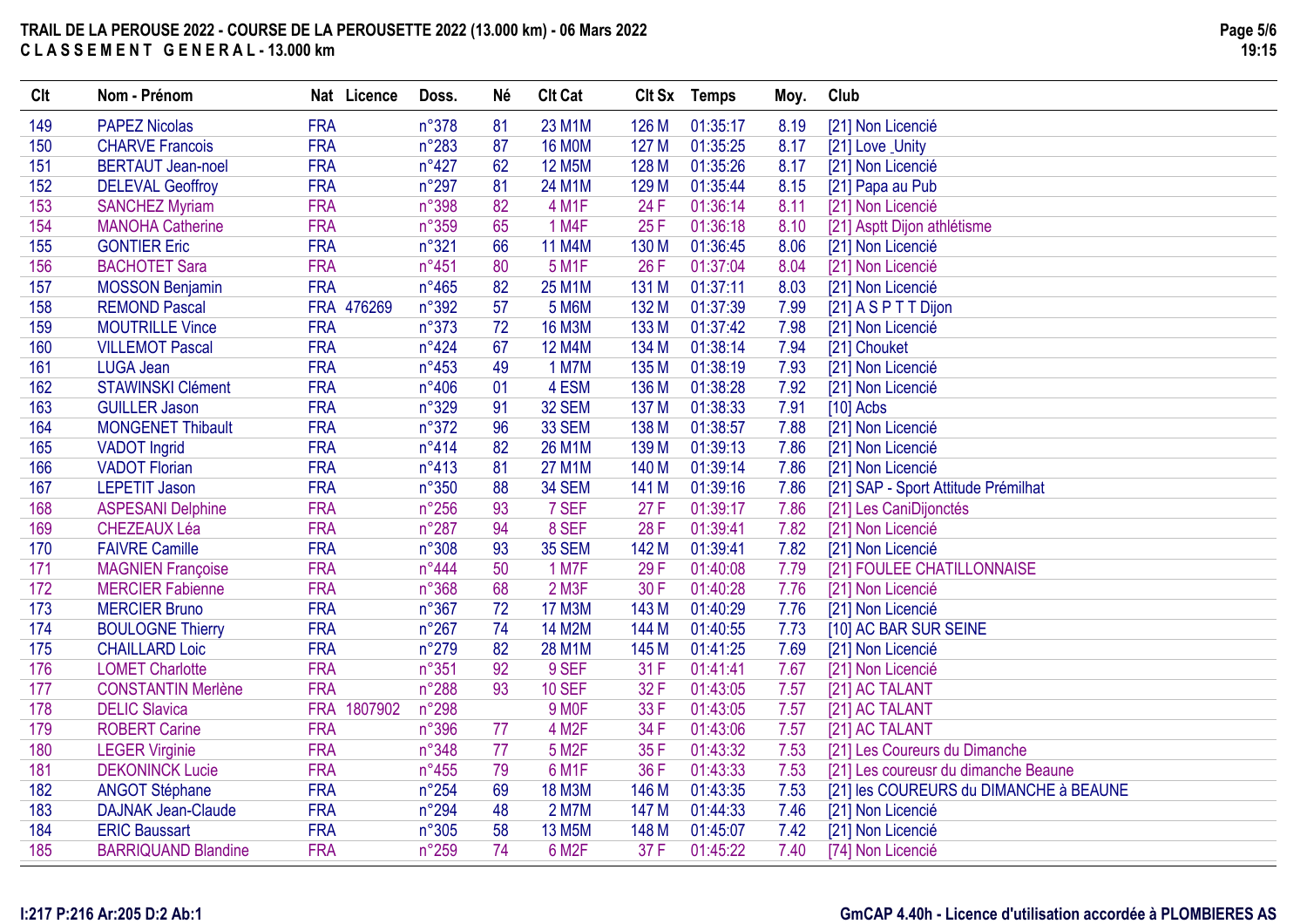**TRAIL DE LA PEROUSE 2022 - COURSE DE LA PEROUSETTE 2022 (13.000 km) - 06 Mars 2022**
**C L A S S E M E N T G E N E R A L - 13.000 km**

| Clt | Nom - Prénom | Nat | Licence | Doss. | Né | Clt Cat | Clt Sx | Temps | Moy. | Club |
|---|---|---|---|---|---|---|---|---|---|---|
| 149 | PAPEZ Nicolas | FRA | | n°378 | 81 | 23 M1M | 126 M | 01:35:17 | 8.19 | [21] Non Licencié |
| 150 | CHARVE Francois | FRA | | n°283 | 87 | 16 M0M | 127 M | 01:35:25 | 8.17 | [21] Love _Unity |
| 151 | BERTAUT Jean-noel | FRA | | n°427 | 62 | 12 M5M | 128 M | 01:35:26 | 8.17 | [21] Non Licencié |
| 152 | DELEVAL Geoffroy | FRA | | n°297 | 81 | 24 M1M | 129 M | 01:35:44 | 8.15 | [21] Papa au Pub |
| 153 | SANCHEZ Myriam | FRA | | n°398 | 82 | 4 M1F | 24 F | 01:36:14 | 8.11 | [21] Non Licencié |
| 154 | MANOHA Catherine | FRA | | n°359 | 65 | 1 M4F | 25 F | 01:36:18 | 8.10 | [21] Asptt Dijon athlétisme |
| 155 | GONTIER Eric | FRA | | n°321 | 66 | 11 M4M | 130 M | 01:36:45 | 8.06 | [21] Non Licencié |
| 156 | BACHOTET Sara | FRA | | n°451 | 80 | 5 M1F | 26 F | 01:37:04 | 8.04 | [21] Non Licencié |
| 157 | MOSSON Benjamin | FRA | | n°465 | 82 | 25 M1M | 131 M | 01:37:11 | 8.03 | [21] Non Licencié |
| 158 | REMOND Pascal | FRA | 476269 | n°392 | 57 | 5 M6M | 132 M | 01:37:39 | 7.99 | [21] A S P T T Dijon |
| 159 | MOUTRILLE Vince | FRA | | n°373 | 72 | 16 M3M | 133 M | 01:37:42 | 7.98 | [21] Non Licencié |
| 160 | VILLEMOT Pascal | FRA | | n°424 | 67 | 12 M4M | 134 M | 01:38:14 | 7.94 | [21] Chouket |
| 161 | LUGA Jean | FRA | | n°453 | 49 | 1 M7M | 135 M | 01:38:19 | 7.93 | [21] Non Licencié |
| 162 | STAWINSKI Clément | FRA | | n°406 | 01 | 4 ESM | 136 M | 01:38:28 | 7.92 | [21] Non Licencié |
| 163 | GUILLER Jason | FRA | | n°329 | 91 | 32 SEM | 137 M | 01:38:33 | 7.91 | [10] Acbs |
| 164 | MONGENET Thibault | FRA | | n°372 | 96 | 33 SEM | 138 M | 01:38:57 | 7.88 | [21] Non Licencié |
| 165 | VADOT Ingrid | FRA | | n°414 | 82 | 26 M1M | 139 M | 01:39:13 | 7.86 | [21] Non Licencié |
| 166 | VADOT Florian | FRA | | n°413 | 81 | 27 M1M | 140 M | 01:39:14 | 7.86 | [21] Non Licencié |
| 167 | LEPETIT Jason | FRA | | n°350 | 88 | 34 SEM | 141 M | 01:39:16 | 7.86 | [21] SAP - Sport Attitude Prémilhat |
| 168 | ASPESANI Delphine | FRA | | n°256 | 93 | 7 SEF | 27 F | 01:39:17 | 7.86 | [21] Les CaniDijonctés |
| 169 | CHEZEAUX Léa | FRA | | n°287 | 94 | 8 SEF | 28 F | 01:39:41 | 7.82 | [21] Non Licencié |
| 170 | FAIVRE Camille | FRA | | n°308 | 93 | 35 SEM | 142 M | 01:39:41 | 7.82 | [21] Non Licencié |
| 171 | MAGNIEN Françoise | FRA | | n°444 | 50 | 1 M7F | 29 F | 01:40:08 | 7.79 | [21] FOULEE CHATILLONNAISE |
| 172 | MERCIER Fabienne | FRA | | n°368 | 68 | 2 M3F | 30 F | 01:40:28 | 7.76 | [21] Non Licencié |
| 173 | MERCIER Bruno | FRA | | n°367 | 72 | 17 M3M | 143 M | 01:40:29 | 7.76 | [21] Non Licencié |
| 174 | BOULOGNE Thierry | FRA | | n°267 | 74 | 14 M2M | 144 M | 01:40:55 | 7.73 | [10] AC BAR SUR SEINE |
| 175 | CHAILLARD Loic | FRA | | n°279 | 82 | 28 M1M | 145 M | 01:41:25 | 7.69 | [21] Non Licencié |
| 176 | LOMET Charlotte | FRA | | n°351 | 92 | 9 SEF | 31 F | 01:41:41 | 7.67 | [21] Non Licencié |
| 177 | CONSTANTIN Merlène | FRA | | n°288 | 93 | 10 SEF | 32 F | 01:43:05 | 7.57 | [21] AC TALANT |
| 178 | DELIC Slavica | FRA | 1807902 | n°298 | | 9 M0F | 33 F | 01:43:05 | 7.57 | [21] AC TALANT |
| 179 | ROBERT Carine | FRA | | n°396 | 77 | 4 M2F | 34 F | 01:43:06 | 7.57 | [21] AC TALANT |
| 180 | LEGER Virginie | FRA | | n°348 | 77 | 5 M2F | 35 F | 01:43:32 | 7.53 | [21] Les Coureurs du Dimanche |
| 181 | DEKONINCK Lucie | FRA | | n°455 | 79 | 6 M1F | 36 F | 01:43:33 | 7.53 | [21] Les coureusr du dimanche Beaune |
| 182 | ANGOT Stéphane | FRA | | n°254 | 69 | 18 M3M | 146 M | 01:43:35 | 7.53 | [21] les COUREURS du DIMANCHE à BEAUNE |
| 183 | DAJNAK Jean-Claude | FRA | | n°294 | 48 | 2 M7M | 147 M | 01:44:33 | 7.46 | [21] Non Licencié |
| 184 | ERIC Baussart | FRA | | n°305 | 58 | 13 M5M | 148 M | 01:45:07 | 7.42 | [21] Non Licencié |
| 185 | BARRIQUAND Blandine | FRA | | n°259 | 74 | 6 M2F | 37 F | 01:45:22 | 7.40 | [74] Non Licencié |

I:217 P:216 Ar:205 D:2 Ab:1

GmCAP 4.40h - Licence d'utilisation accordée à PLOMBIERES AS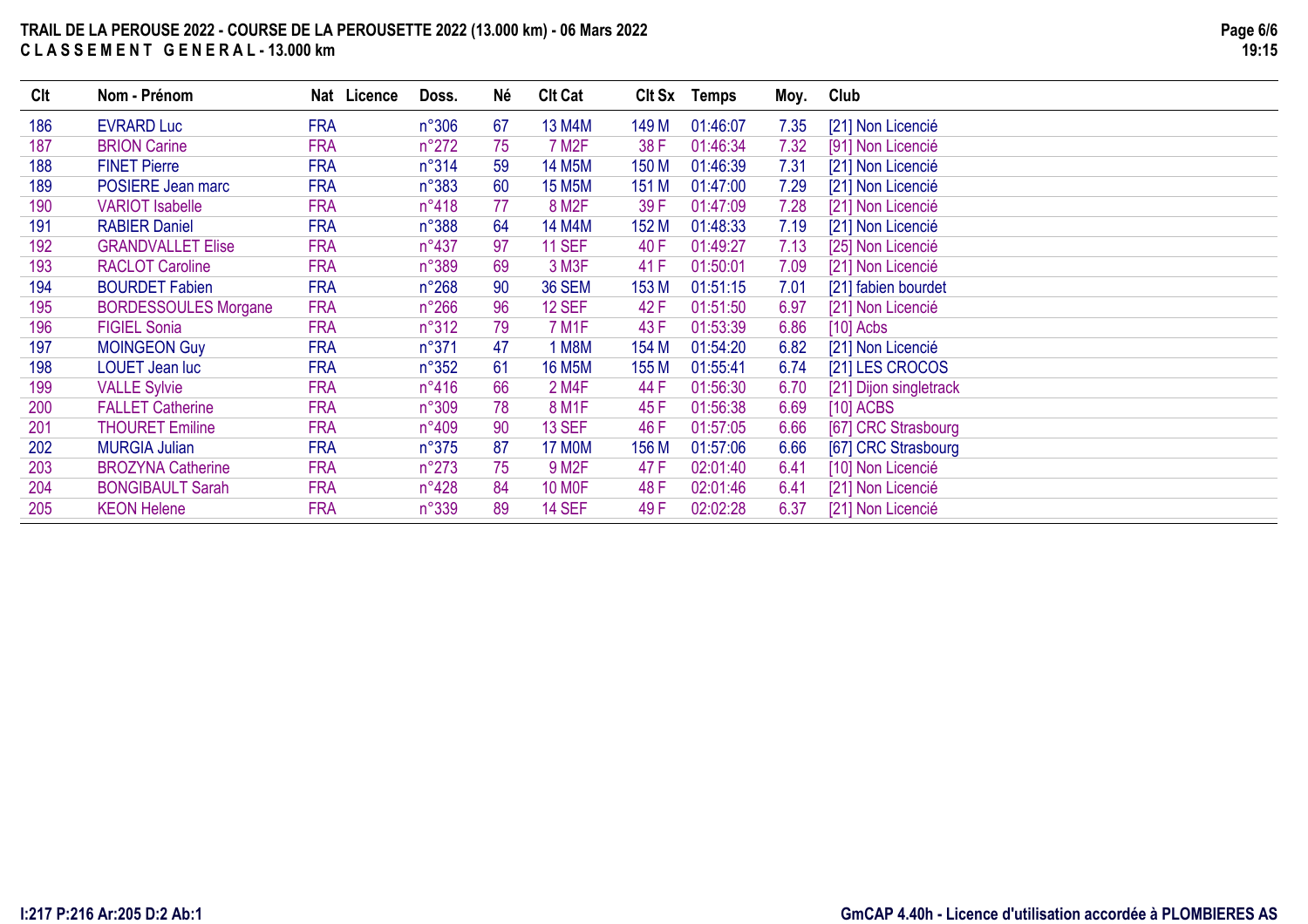**TRAIL DE LA PEROUSE 2022 - COURSE DE LA PEROUSETTE 2022 (13.000 km) - 06 Mars 2022**
**C L A S S E M E N T   G E N E R A L - 13.000 km**

| Clt | Nom - Prénom | Nat | Licence | Doss. | Né | Clt Cat | Clt Sx | Temps | Moy. | Club |
|---|---|---|---|---|---|---|---|---|---|---|
| 186 | EVRARD Luc | FRA | | n°306 | 67 | 13 M4M | 149 M | 01:46:07 | 7.35 | [21] Non Licencié |
| 187 | BRION Carine | FRA | | n°272 | 75 | 7 M2F | 38 F | 01:46:34 | 7.32 | [91] Non Licencié |
| 188 | FINET Pierre | FRA | | n°314 | 59 | 14 M5M | 150 M | 01:46:39 | 7.31 | [21] Non Licencié |
| 189 | POSIERE Jean marc | FRA | | n°383 | 60 | 15 M5M | 151 M | 01:47:00 | 7.29 | [21] Non Licencié |
| 190 | VARIOT Isabelle | FRA | | n°418 | 77 | 8 M2F | 39 F | 01:47:09 | 7.28 | [21] Non Licencié |
| 191 | RABIER Daniel | FRA | | n°388 | 64 | 14 M4M | 152 M | 01:48:33 | 7.19 | [21] Non Licencié |
| 192 | GRANDVALLET Elise | FRA | | n°437 | 97 | 11 SEF | 40 F | 01:49:27 | 7.13 | [25] Non Licencié |
| 193 | RACLOT Caroline | FRA | | n°389 | 69 | 3 M3F | 41 F | 01:50:01 | 7.09 | [21] Non Licencié |
| 194 | BOURDET Fabien | FRA | | n°268 | 90 | 36 SEM | 153 M | 01:51:15 | 7.01 | [21] fabien bourdet |
| 195 | BORDESSOULES Morgane | FRA | | n°266 | 96 | 12 SEF | 42 F | 01:51:50 | 6.97 | [21] Non Licencié |
| 196 | FIGIEL Sonia | FRA | | n°312 | 79 | 7 M1F | 43 F | 01:53:39 | 6.86 | [10] Acbs |
| 197 | MOINGEON Guy | FRA | | n°371 | 47 | 1 M8M | 154 M | 01:54:20 | 6.82 | [21] Non Licencié |
| 198 | LOUET Jean luc | FRA | | n°352 | 61 | 16 M5M | 155 M | 01:55:41 | 6.74 | [21] LES CROCOS |
| 199 | VALLE Sylvie | FRA | | n°416 | 66 | 2 M4F | 44 F | 01:56:30 | 6.70 | [21] Dijon singletrack |
| 200 | FALLET Catherine | FRA | | n°309 | 78 | 8 M1F | 45 F | 01:56:38 | 6.69 | [10] ACBS |
| 201 | THOURET Emiline | FRA | | n°409 | 90 | 13 SEF | 46 F | 01:57:05 | 6.66 | [67] CRC Strasbourg |
| 202 | MURGIA Julian | FRA | | n°375 | 87 | 17 M0M | 156 M | 01:57:06 | 6.66 | [67] CRC Strasbourg |
| 203 | BROZYNA Catherine | FRA | | n°273 | 75 | 9 M2F | 47 F | 02:01:40 | 6.41 | [10] Non Licencié |
| 204 | BONGIBAULT Sarah | FRA | | n°428 | 84 | 10 M0F | 48 F | 02:01:46 | 6.41 | [21] Non Licencié |
| 205 | KEON Helene | FRA | | n°339 | 89 | 14 SEF | 49 F | 02:02:28 | 6.37 | [21] Non Licencié |

I:217 P:216 Ar:205 D:2 Ab:1

GmCAP 4.40h - Licence d'utilisation accordée à PLOMBIERES AS